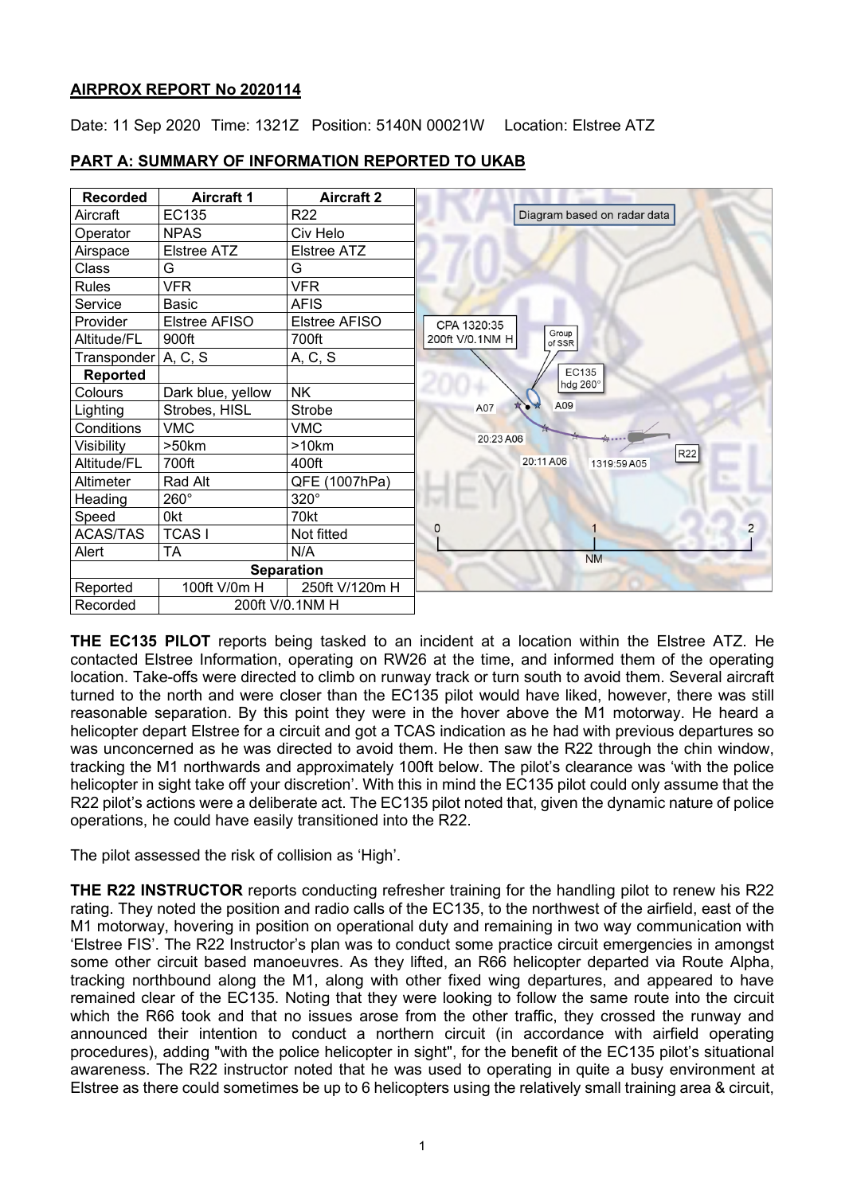## AIRPROX REPORT No 2020114

Date: 11 Sep 2020 Time: 1321Z Position: 5140N 00021W Location: Elstree ATZ

## PART A: SUMMARY OF INFORMATION REPORTED TO UKAB

| Recorded | Aircraft 1 | Aircraft 2 |
|---|---|---|
| Aircraft | EC135 | R22 |
| Operator | NPAS | Civ Helo |
| Airspace | Elstree ATZ | Elstree ATZ |
| Class | G | G |
| Rules | VFR | VFR |
| Service | Basic | AFIS |
| Provider | Elstree AFISO | Elstree AFISO |
| Altitude/FL | 900ft | 700ft |
| Transponder | A, C, S | A, C, S |
| **Reported** | | |
| Colours | Dark blue, yellow | NK |
| Lighting | Strobes, HISL | Strobe |
| Conditions | VMC | VMC |
| Visibility | >50km | >10km |
| Altitude/FL | 700ft | 400ft |
| Altimeter | Rad Alt | QFE (1007hPa) |
| Heading | 260° | 320° |
| Speed | 0kt | 70kt |
| ACAS/TAS | TCAS I | Not fitted |
| Alert | TA | N/A |
| **Separation** | | |
| Reported | 100ft V/0m H | 250ft V/120m H |
| Recorded | 200ft V/0.1NM H | |

Diagram based on radar data

CPA 1320:35 200ft V/0.1NM H; Group of SSR; EC135 hdg 260°; A07; A09; 20:23 A06; 20:11 A06; 1319:59 A05; R22; 0 1 2 NM

**THE EC135 PILOT** reports being tasked to an incident at a location within the Elstree ATZ. He contacted Elstree Information, operating on RW26 at the time, and informed them of the operating location. Take-offs were directed to climb on runway track or turn south to avoid them. Several aircraft turned to the north and were closer than the EC135 pilot would have liked, however, there was still reasonable separation. By this point they were in the hover above the M1 motorway. He heard a helicopter depart Elstree for a circuit and got a TCAS indication as he had with previous departures so was unconcerned as he was directed to avoid them. He then saw the R22 through the chin window, tracking the M1 northwards and approximately 100ft below. The pilot's clearance was 'with the police helicopter in sight take off your discretion'. With this in mind the EC135 pilot could only assume that the R22 pilot's actions were a deliberate act. The EC135 pilot noted that, given the dynamic nature of police operations, he could have easily transitioned into the R22.

The pilot assessed the risk of collision as 'High'.

**THE R22 INSTRUCTOR** reports conducting refresher training for the handling pilot to renew his R22 rating. They noted the position and radio calls of the EC135, to the northwest of the airfield, east of the M1 motorway, hovering in position on operational duty and remaining in two way communication with 'Elstree FIS'. The R22 Instructor's plan was to conduct some practice circuit emergencies in amongst some other circuit based manoeuvres. As they lifted, an R66 helicopter departed via Route Alpha, tracking northbound along the M1, along with other fixed wing departures, and appeared to have remained clear of the EC135. Noting that they were looking to follow the same route into the circuit which the R66 took and that no issues arose from the other traffic, they crossed the runway and announced their intention to conduct a northern circuit (in accordance with airfield operating procedures), adding "with the police helicopter in sight", for the benefit of the EC135 pilot's situational awareness. The R22 instructor noted that he was used to operating in quite a busy environment at Elstree as there could sometimes be up to 6 helicopters using the relatively small training area & circuit,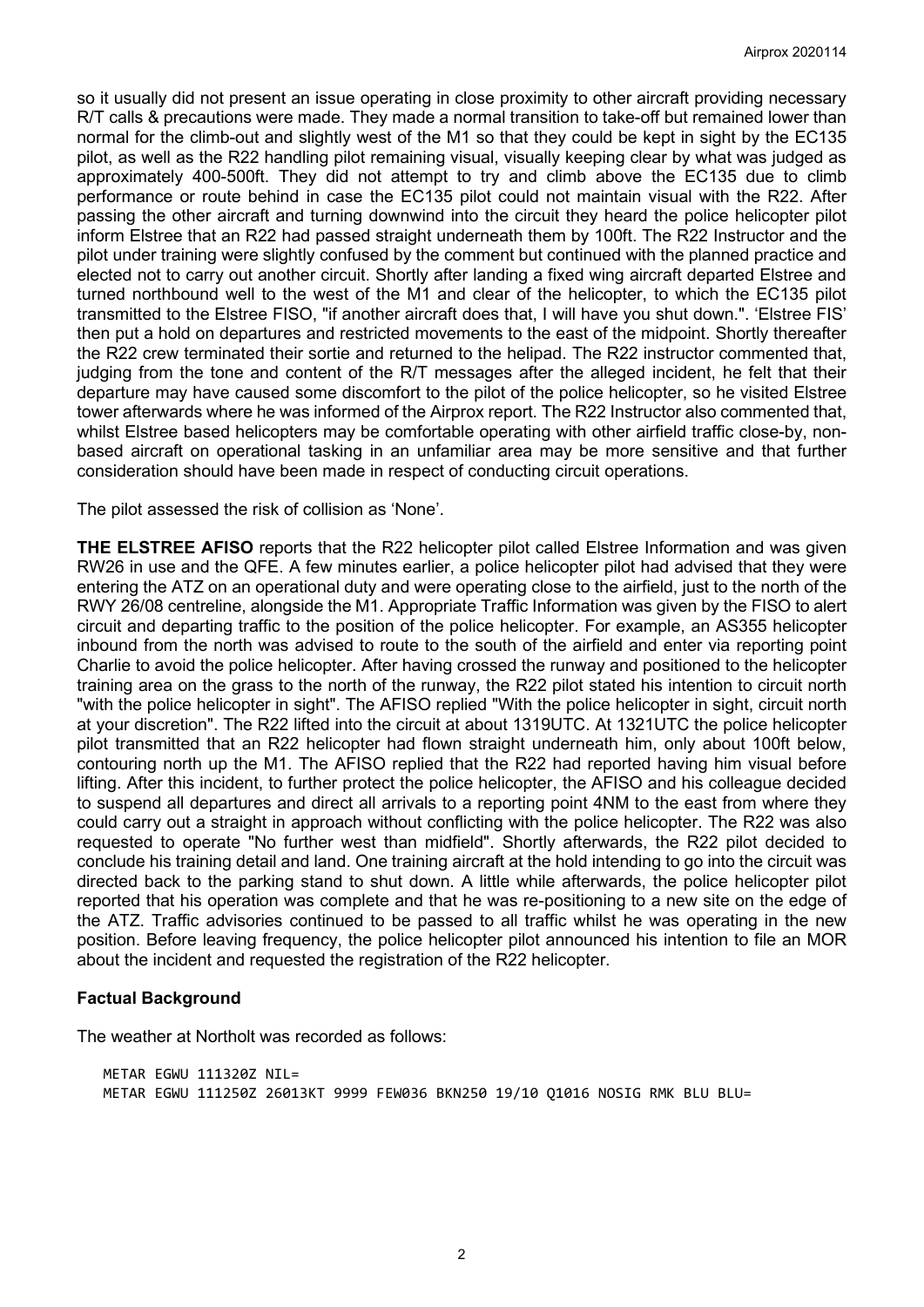so it usually did not present an issue operating in close proximity to other aircraft providing necessary R/T calls & precautions were made. They made a normal transition to take-off but remained lower than normal for the climb-out and slightly west of the M1 so that they could be kept in sight by the EC135 pilot, as well as the R22 handling pilot remaining visual, visually keeping clear by what was judged as approximately 400-500ft. They did not attempt to try and climb above the EC135 due to climb performance or route behind in case the EC135 pilot could not maintain visual with the R22. After passing the other aircraft and turning downwind into the circuit they heard the police helicopter pilot inform Elstree that an R22 had passed straight underneath them by 100ft. The R22 Instructor and the pilot under training were slightly confused by the comment but continued with the planned practice and elected not to carry out another circuit. Shortly after landing a fixed wing aircraft departed Elstree and turned northbound well to the west of the M1 and clear of the helicopter, to which the EC135 pilot transmitted to the Elstree FISO, "if another aircraft does that, I will have you shut down.". 'Elstree FIS' then put a hold on departures and restricted movements to the east of the midpoint. Shortly thereafter the R22 crew terminated their sortie and returned to the helipad. The R22 instructor commented that, judging from the tone and content of the R/T messages after the alleged incident, he felt that their departure may have caused some discomfort to the pilot of the police helicopter, so he visited Elstree tower afterwards where he was informed of the Airprox report. The R22 Instructor also commented that, whilst Elstree based helicopters may be comfortable operating with other airfield traffic close-by, non-based aircraft on operational tasking in an unfamiliar area may be more sensitive and that further consideration should have been made in respect of conducting circuit operations.

The pilot assessed the risk of collision as 'None'.

**THE ELSTREE AFISO** reports that the R22 helicopter pilot called Elstree Information and was given RW26 in use and the QFE. A few minutes earlier, a police helicopter pilot had advised that they were entering the ATZ on an operational duty and were operating close to the airfield, just to the north of the RWY 26/08 centreline, alongside the M1. Appropriate Traffic Information was given by the FISO to alert circuit and departing traffic to the position of the police helicopter. For example, an AS355 helicopter inbound from the north was advised to route to the south of the airfield and enter via reporting point Charlie to avoid the police helicopter. After having crossed the runway and positioned to the helicopter training area on the grass to the north of the runway, the R22 pilot stated his intention to circuit north "with the police helicopter in sight". The AFISO replied "With the police helicopter in sight, circuit north at your discretion". The R22 lifted into the circuit at about 1319UTC. At 1321UTC the police helicopter pilot transmitted that an R22 helicopter had flown straight underneath him, only about 100ft below, contouring north up the M1. The AFISO replied that the R22 had reported having him visual before lifting. After this incident, to further protect the police helicopter, the AFISO and his colleague decided to suspend all departures and direct all arrivals to a reporting point 4NM to the east from where they could carry out a straight in approach without conflicting with the police helicopter. The R22 was also requested to operate "No further west than midfield". Shortly afterwards, the R22 pilot decided to conclude his training detail and land. One training aircraft at the hold intending to go into the circuit was directed back to the parking stand to shut down. A little while afterwards, the police helicopter pilot reported that his operation was complete and that he was re-positioning to a new site on the edge of the ATZ. Traffic advisories continued to be passed to all traffic whilst he was operating in the new position. Before leaving frequency, the police helicopter pilot announced his intention to file an MOR about the incident and requested the registration of the R22 helicopter.

## Factual Background

The weather at Northolt was recorded as follows:

```
METAR EGWU 111320Z NIL=
METAR EGWU 111250Z 26013KT 9999 FEW036 BKN250 19/10 Q1016 NOSIG RMK BLU BLU=
```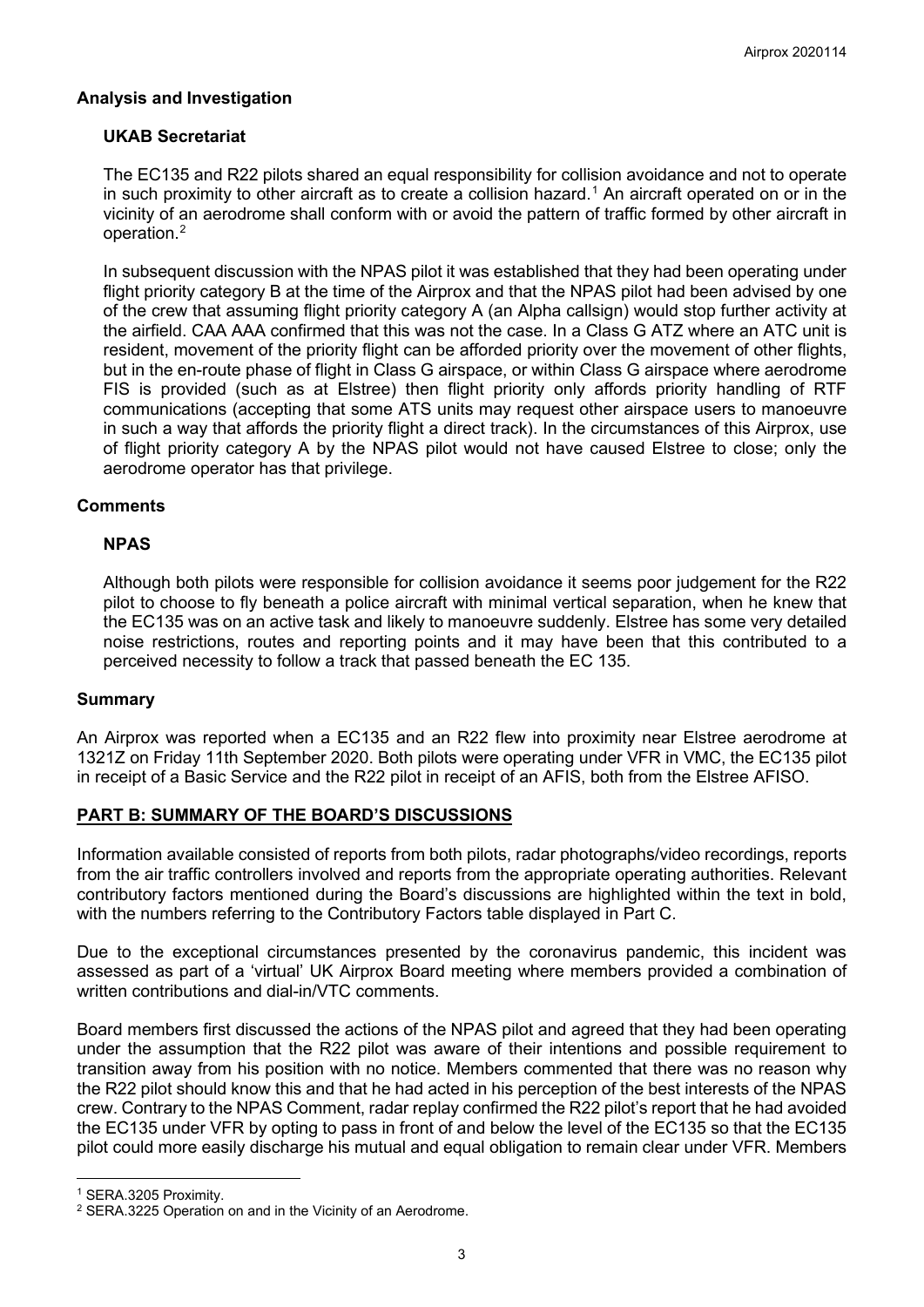### Analysis and Investigation

#### UKAB Secretariat

The EC135 and R22 pilots shared an equal responsibility for collision avoidance and not to operate in such proximity to other aircraft as to create a collision hazard.[1] An aircraft operated on or in the vicinity of an aerodrome shall conform with or avoid the pattern of traffic formed by other aircraft in operation.[2]

In subsequent discussion with the NPAS pilot it was established that they had been operating under flight priority category B at the time of the Airprox and that the NPAS pilot had been advised by one of the crew that assuming flight priority category A (an Alpha callsign) would stop further activity at the airfield. CAA AAA confirmed that this was not the case. In a Class G ATZ where an ATC unit is resident, movement of the priority flight can be afforded priority over the movement of other flights, but in the en-route phase of flight in Class G airspace, or within Class G airspace where aerodrome FIS is provided (such as at Elstree) then flight priority only affords priority handling of RTF communications (accepting that some ATS units may request other airspace users to manoeuvre in such a way that affords the priority flight a direct track). In the circumstances of this Airprox, use of flight priority category A by the NPAS pilot would not have caused Elstree to close; only the aerodrome operator has that privilege.

### Comments

#### NPAS

Although both pilots were responsible for collision avoidance it seems poor judgement for the R22 pilot to choose to fly beneath a police aircraft with minimal vertical separation, when he knew that the EC135 was on an active task and likely to manoeuvre suddenly. Elstree has some very detailed noise restrictions, routes and reporting points and it may have been that this contributed to a perceived necessity to follow a track that passed beneath the EC 135.

### Summary

An Airprox was reported when a EC135 and an R22 flew into proximity near Elstree aerodrome at 1321Z on Friday 11th September 2020. Both pilots were operating under VFR in VMC, the EC135 pilot in receipt of a Basic Service and the R22 pilot in receipt of an AFIS, both from the Elstree AFISO.

## PART B: SUMMARY OF THE BOARD'S DISCUSSIONS

Information available consisted of reports from both pilots, radar photographs/video recordings, reports from the air traffic controllers involved and reports from the appropriate operating authorities. Relevant contributory factors mentioned during the Board's discussions are highlighted within the text in bold, with the numbers referring to the Contributory Factors table displayed in Part C.

Due to the exceptional circumstances presented by the coronavirus pandemic, this incident was assessed as part of a 'virtual' UK Airprox Board meeting where members provided a combination of written contributions and dial-in/VTC comments.

Board members first discussed the actions of the NPAS pilot and agreed that they had been operating under the assumption that the R22 pilot was aware of their intentions and possible requirement to transition away from his position with no notice. Members commented that there was no reason why the R22 pilot should know this and that he had acted in his perception of the best interests of the NPAS crew. Contrary to the NPAS Comment, radar replay confirmed the R22 pilot's report that he had avoided the EC135 under VFR by opting to pass in front of and below the level of the EC135 so that the EC135 pilot could more easily discharge his mutual and equal obligation to remain clear under VFR. Members

[1] SERA.3205 Proximity.

[2] SERA.3225 Operation on and in the Vicinity of an Aerodrome.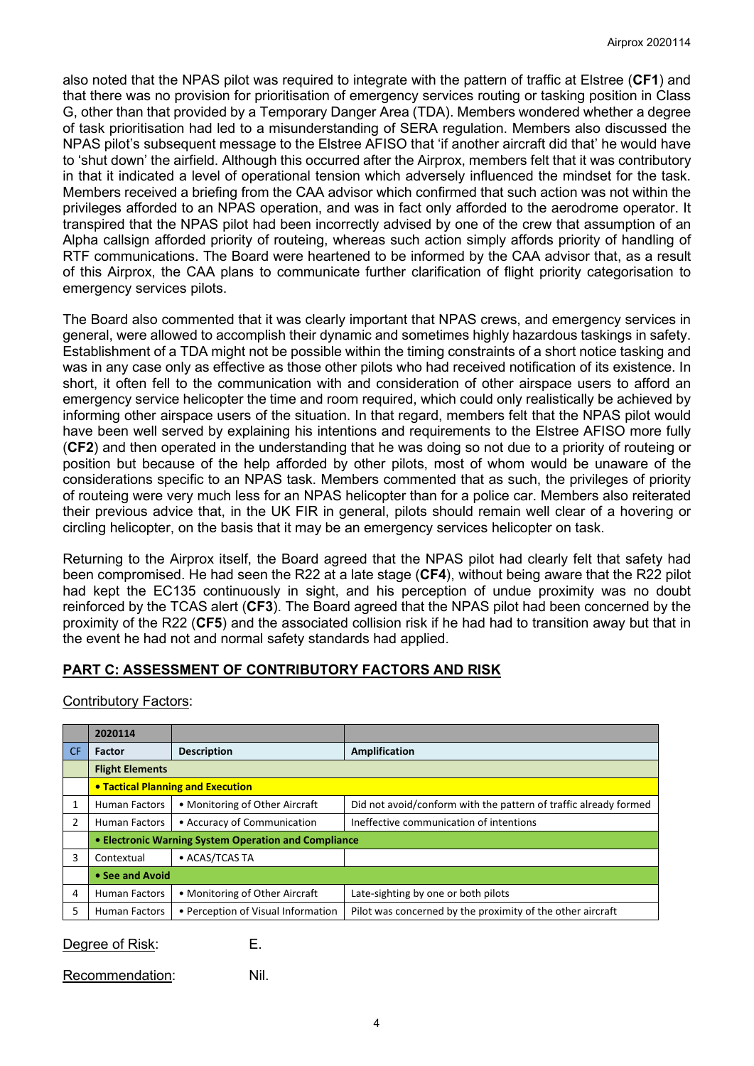also noted that the NPAS pilot was required to integrate with the pattern of traffic at Elstree (**CF1**) and that there was no provision for prioritisation of emergency services routing or tasking position in Class G, other than that provided by a Temporary Danger Area (TDA). Members wondered whether a degree of task prioritisation had led to a misunderstanding of SERA regulation. Members also discussed the NPAS pilot's subsequent message to the Elstree AFISO that 'if another aircraft did that' he would have to 'shut down' the airfield. Although this occurred after the Airprox, members felt that it was contributory in that it indicated a level of operational tension which adversely influenced the mindset for the task. Members received a briefing from the CAA advisor which confirmed that such action was not within the privileges afforded to an NPAS operation, and was in fact only afforded to the aerodrome operator. It transpired that the NPAS pilot had been incorrectly advised by one of the crew that assumption of an Alpha callsign afforded priority of routeing, whereas such action simply affords priority of handling of RTF communications. The Board were heartened to be informed by the CAA advisor that, as a result of this Airprox, the CAA plans to communicate further clarification of flight priority categorisation to emergency services pilots.

The Board also commented that it was clearly important that NPAS crews, and emergency services in general, were allowed to accomplish their dynamic and sometimes highly hazardous taskings in safety. Establishment of a TDA might not be possible within the timing constraints of a short notice tasking and was in any case only as effective as those other pilots who had received notification of its existence. In short, it often fell to the communication with and consideration of other airspace users to afford an emergency service helicopter the time and room required, which could only realistically be achieved by informing other airspace users of the situation. In that regard, members felt that the NPAS pilot would have been well served by explaining his intentions and requirements to the Elstree AFISO more fully (**CF2**) and then operated in the understanding that he was doing so not due to a priority of routeing or position but because of the help afforded by other pilots, most of whom would be unaware of the considerations specific to an NPAS task. Members commented that as such, the privileges of priority of routeing were very much less for an NPAS helicopter than for a police car. Members also reiterated their previous advice that, in the UK FIR in general, pilots should remain well clear of a hovering or circling helicopter, on the basis that it may be an emergency services helicopter on task.

Returning to the Airprox itself, the Board agreed that the NPAS pilot had clearly felt that safety had been compromised. He had seen the R22 at a late stage (**CF4**), without being aware that the R22 pilot had kept the EC135 continuously in sight, and his perception of undue proximity was no doubt reinforced by the TCAS alert (**CF3**). The Board agreed that the NPAS pilot had been concerned by the proximity of the R22 (**CF5**) and the associated collision risk if he had had to transition away but that in the event he had not and normal safety standards had applied.

## PART C: ASSESSMENT OF CONTRIBUTORY FACTORS AND RISK

Contributory Factors:

| | 2020114 | | |
|---|---|---|---|
| CF | Factor | Description | Amplification |
| | **Flight Elements** | | |
| | **• Tactical Planning and Execution** | | |
| 1 | Human Factors | • Monitoring of Other Aircraft | Did not avoid/conform with the pattern of traffic already formed |
| 2 | Human Factors | • Accuracy of Communication | Ineffective communication of intentions |
| | **• Electronic Warning System Operation and Compliance** | | |
| 3 | Contextual | • ACAS/TCAS TA | |
| | **• See and Avoid** | | |
| 4 | Human Factors | • Monitoring of Other Aircraft | Late-sighting by one or both pilots |
| 5 | Human Factors | • Perception of Visual Information | Pilot was concerned by the proximity of the other aircraft |

Degree of Risk: E.

Recommendation: Nil.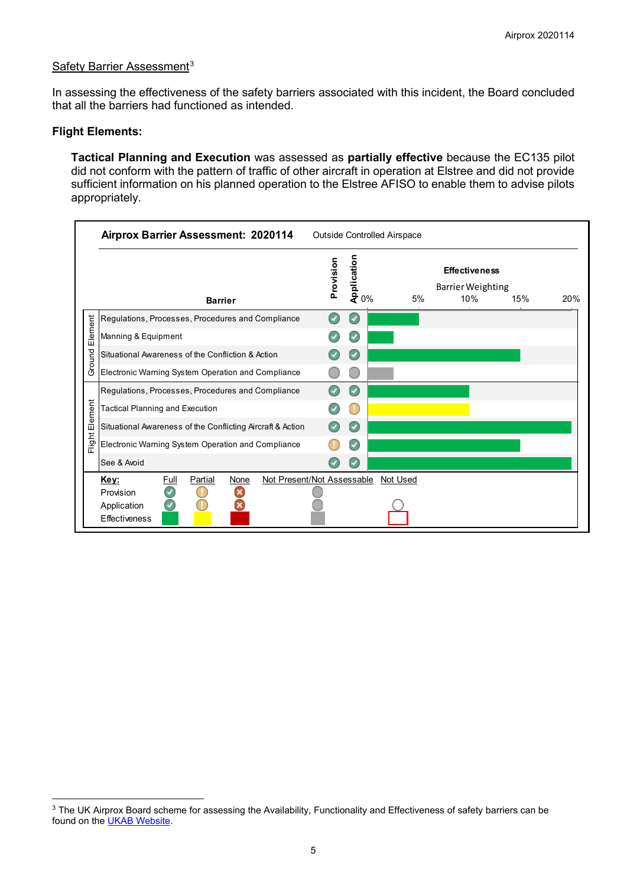Safety Barrier Assessment[3]

In assessing the effectiveness of the safety barriers associated with this incident, the Board concluded that all the barriers had functioned as intended.

**Flight Elements:**

**Tactical Planning and Execution** was assessed as **partially effective** because the EC135 pilot did not conform with the pattern of traffic of other aircraft in operation at Elstree and did not provide sufficient information on his planned operation to the Elstree AFISO to enable them to advise pilots appropriately.

**Airprox Barrier Assessment: 2020114** Outside Controlled Airspace

Barrier

Provision

Application

Effectiveness

Barrier Weighting

0% 5% 10% 15% 20%

Ground Element

Regulations, Processes, Procedures and Compliance

Manning & Equipment

Situational Awareness of the Confliction & Action

Electronic Warning System Operation and Compliance

Flight Element

Regulations, Processes, Procedures and Compliance

Tactical Planning and Execution

Situational Awareness of the Conflicting Aircraft & Action

Electronic Warning System Operation and Compliance

See & Avoid

Key: Full Partial None Not Present/Not Assessable Not Used

Provision

Application

Effectiveness

[3] The UK Airprox Board scheme for assessing the Availability, Functionality and Effectiveness of safety barriers can be found on the UKAB Website.